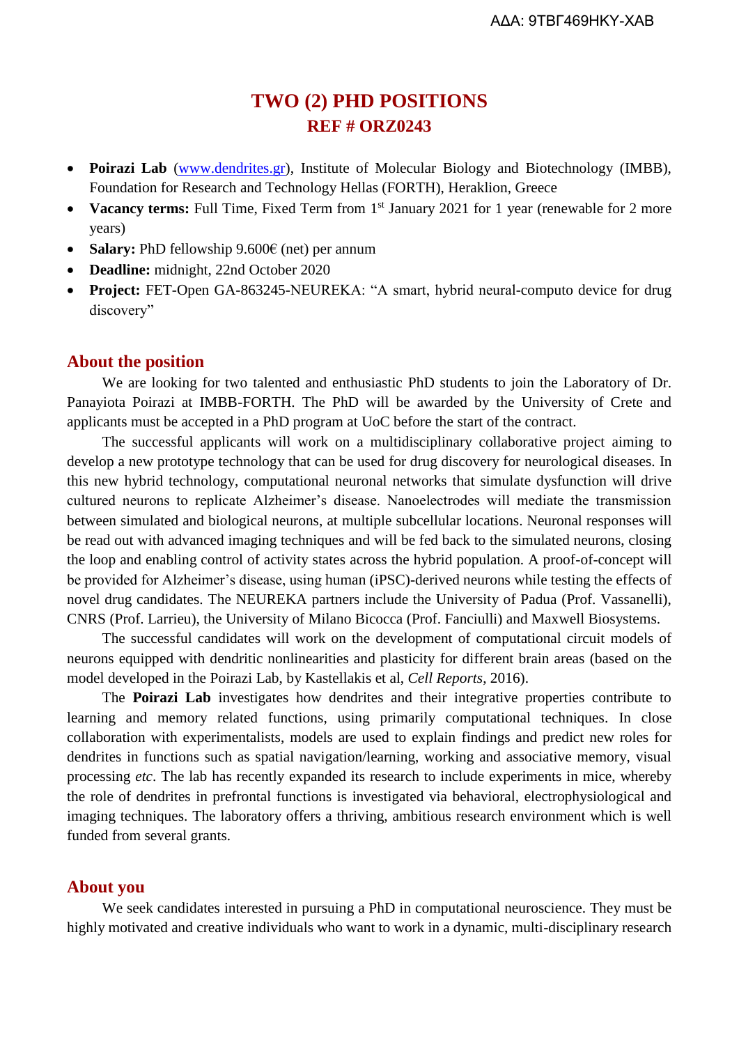# TWO (2) PHD POSITIONS
## REF # ORZ0243

- **Poirazi Lab** (www.dendrites.gr), Institute of Molecular Biology and Biotechnology (IMBB), Foundation for Research and Technology Hellas (FORTH), Heraklion, Greece
- **Vacancy terms:** Full Time, Fixed Term from 1st January 2021 for 1 year (renewable for 2 more years)
- **Salary:** PhD fellowship 9.600€ (net) per annum
- **Deadline:** midnight, 22nd October 2020
- **Project:** FET-Open GA-863245-NEUREKA: "A smart, hybrid neural-computo device for drug discovery"

## About the position

We are looking for two talented and enthusiastic PhD students to join the Laboratory of Dr. Panayiota Poirazi at IMBB-FORTH. The PhD will be awarded by the University of Crete and applicants must be accepted in a PhD program at UoC before the start of the contract.

The successful applicants will work on a multidisciplinary collaborative project aiming to develop a new prototype technology that can be used for drug discovery for neurological diseases. In this new hybrid technology, computational neuronal networks that simulate dysfunction will drive cultured neurons to replicate Alzheimer's disease. Nanoelectrodes will mediate the transmission between simulated and biological neurons, at multiple subcellular locations. Neuronal responses will be read out with advanced imaging techniques and will be fed back to the simulated neurons, closing the loop and enabling control of activity states across the hybrid population. A proof-of-concept will be provided for Alzheimer's disease, using human (iPSC)-derived neurons while testing the effects of novel drug candidates. The NEUREKA partners include the University of Padua (Prof. Vassanelli), CNRS (Prof. Larrieu), the University of Milano Bicocca (Prof. Fanciulli) and Maxwell Biosystems.

The successful candidates will work on the development of computational circuit models of neurons equipped with dendritic nonlinearities and plasticity for different brain areas (based on the model developed in the Poirazi Lab, by Kastellakis et al, *Cell Reports*, 2016).

The **Poirazi Lab** investigates how dendrites and their integrative properties contribute to learning and memory related functions, using primarily computational techniques. In close collaboration with experimentalists, models are used to explain findings and predict new roles for dendrites in functions such as spatial navigation/learning, working and associative memory, visual processing *etc*. The lab has recently expanded its research to include experiments in mice, whereby the role of dendrites in prefrontal functions is investigated via behavioral, electrophysiological and imaging techniques. The laboratory offers a thriving, ambitious research environment which is well funded from several grants.

## About you

We seek candidates interested in pursuing a PhD in computational neuroscience. They must be highly motivated and creative individuals who want to work in a dynamic, multi-disciplinary research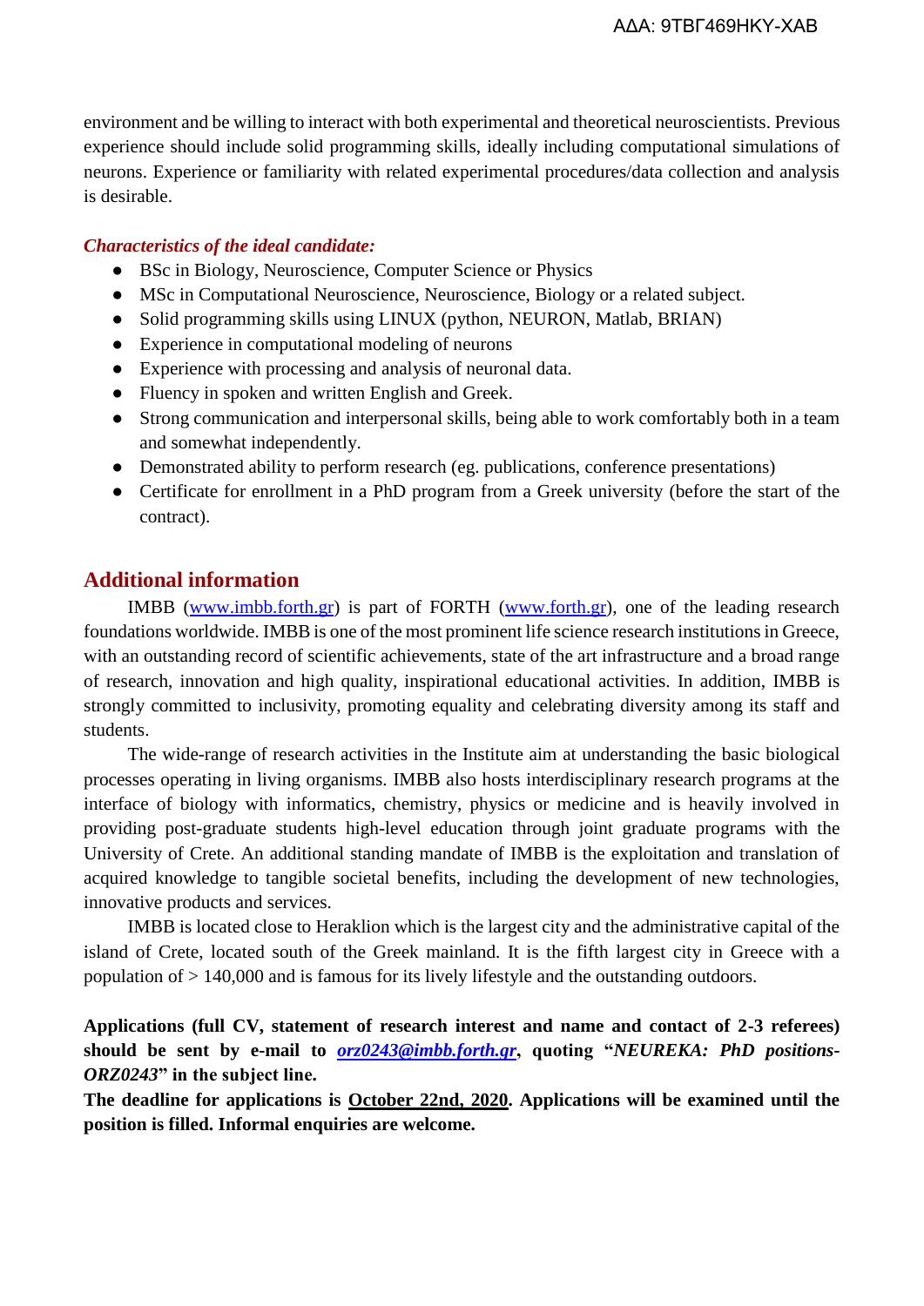environment and be willing to interact with both experimental and theoretical neuroscientists. Previous experience should include solid programming skills, ideally including computational simulations of neurons. Experience or familiarity with related experimental procedures/data collection and analysis is desirable.

***Characteristics of the ideal candidate:***

- BSc in Biology, Neuroscience, Computer Science or Physics
- MSc in Computational Neuroscience, Neuroscience, Biology or a related subject.
- Solid programming skills using LINUX (python, NEURON, Matlab, BRIAN)
- Experience in computational modeling of neurons
- Experience with processing and analysis of neuronal data.
- Fluency in spoken and written English and Greek.
- Strong communication and interpersonal skills, being able to work comfortably both in a team and somewhat independently.
- Demonstrated ability to perform research (eg. publications, conference presentations)
- Certificate for enrollment in a PhD program from a Greek university (before the start of the contract).

## Additional information

IMBB (www.imbb.forth.gr) is part of FORTH (www.forth.gr), one of the leading research foundations worldwide. IMBB is one of the most prominent life science research institutions in Greece, with an outstanding record of scientific achievements, state of the art infrastructure and a broad range of research, innovation and high quality, inspirational educational activities. In addition, IMBB is strongly committed to inclusivity, promoting equality and celebrating diversity among its staff and students.

The wide-range of research activities in the Institute aim at understanding the basic biological processes operating in living organisms. IMBB also hosts interdisciplinary research programs at the interface of biology with informatics, chemistry, physics or medicine and is heavily involved in providing post-graduate students high-level education through joint graduate programs with the University of Crete. An additional standing mandate of IMBB is the exploitation and translation of acquired knowledge to tangible societal benefits, including the development of new technologies, innovative products and services.

IMBB is located close to Heraklion which is the largest city and the administrative capital of the island of Crete, located south of the Greek mainland. It is the fifth largest city in Greece with a population of > 140,000 and is famous for its lively lifestyle and the outstanding outdoors.

**Applications (full CV, statement of research interest and name and contact of 2-3 referees) should be sent by e-mail to *orz0243@imbb.forth.gr*, quoting "*NEUREKA: PhD positions-ORZ0243*" in the subject line.**

**The deadline for applications is October 22nd, 2020. Applications will be examined until the position is filled. Informal enquiries are welcome.**